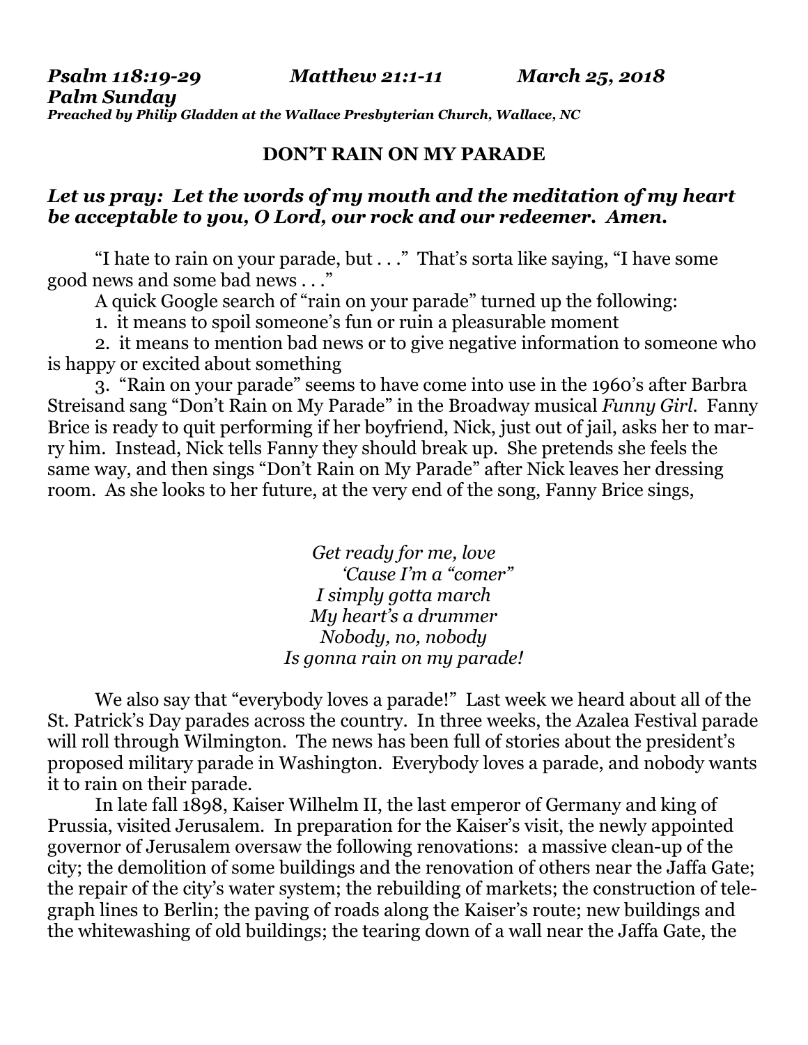***Psalm 118:19-29 Matthew 21:1-11 March 25, 2018***
***Palm Sunday***
***Preached by Philip Gladden at the Wallace Presbyterian Church, Wallace, NC***

**DON'T RAIN ON MY PARADE**

***Let us pray: Let the words of my mouth and the meditation of my heart be acceptable to you, O Lord, our rock and our redeemer. Amen.***

"I hate to rain on your parade, but . . ." That's sorta like saying, "I have some good news and some bad news . . ."

A quick Google search of "rain on your parade" turned up the following:

1. it means to spoil someone's fun or ruin a pleasurable moment
2. it means to mention bad news or to give negative information to someone who is happy or excited about something
3. "Rain on your parade" seems to have come into use in the 1960's after Barbra Streisand sang "Don't Rain on My Parade" in the Broadway musical *Funny Girl*. Fanny Brice is ready to quit performing if her boyfriend, Nick, just out of jail, asks her to marry him. Instead, Nick tells Fanny they should break up. She pretends she feels the same way, and then sings "Don't Rain on My Parade" after Nick leaves her dressing room. As she looks to her future, at the very end of the song, Fanny Brice sings,

*Get ready for me, love*
*'Cause I'm a "comer"*
*I simply gotta march*
*My heart's a drummer*
*Nobody, no, nobody*
*Is gonna rain on my parade!*

We also say that "everybody loves a parade!" Last week we heard about all of the St. Patrick's Day parades across the country. In three weeks, the Azalea Festival parade will roll through Wilmington. The news has been full of stories about the president's proposed military parade in Washington. Everybody loves a parade, and nobody wants it to rain on their parade.

In late fall 1898, Kaiser Wilhelm II, the last emperor of Germany and king of Prussia, visited Jerusalem. In preparation for the Kaiser's visit, the newly appointed governor of Jerusalem oversaw the following renovations: a massive clean-up of the city; the demolition of some buildings and the renovation of others near the Jaffa Gate; the repair of the city's water system; the rebuilding of markets; the construction of telegraph lines to Berlin; the paving of roads along the Kaiser's route; new buildings and the whitewashing of old buildings; the tearing down of a wall near the Jaffa Gate, the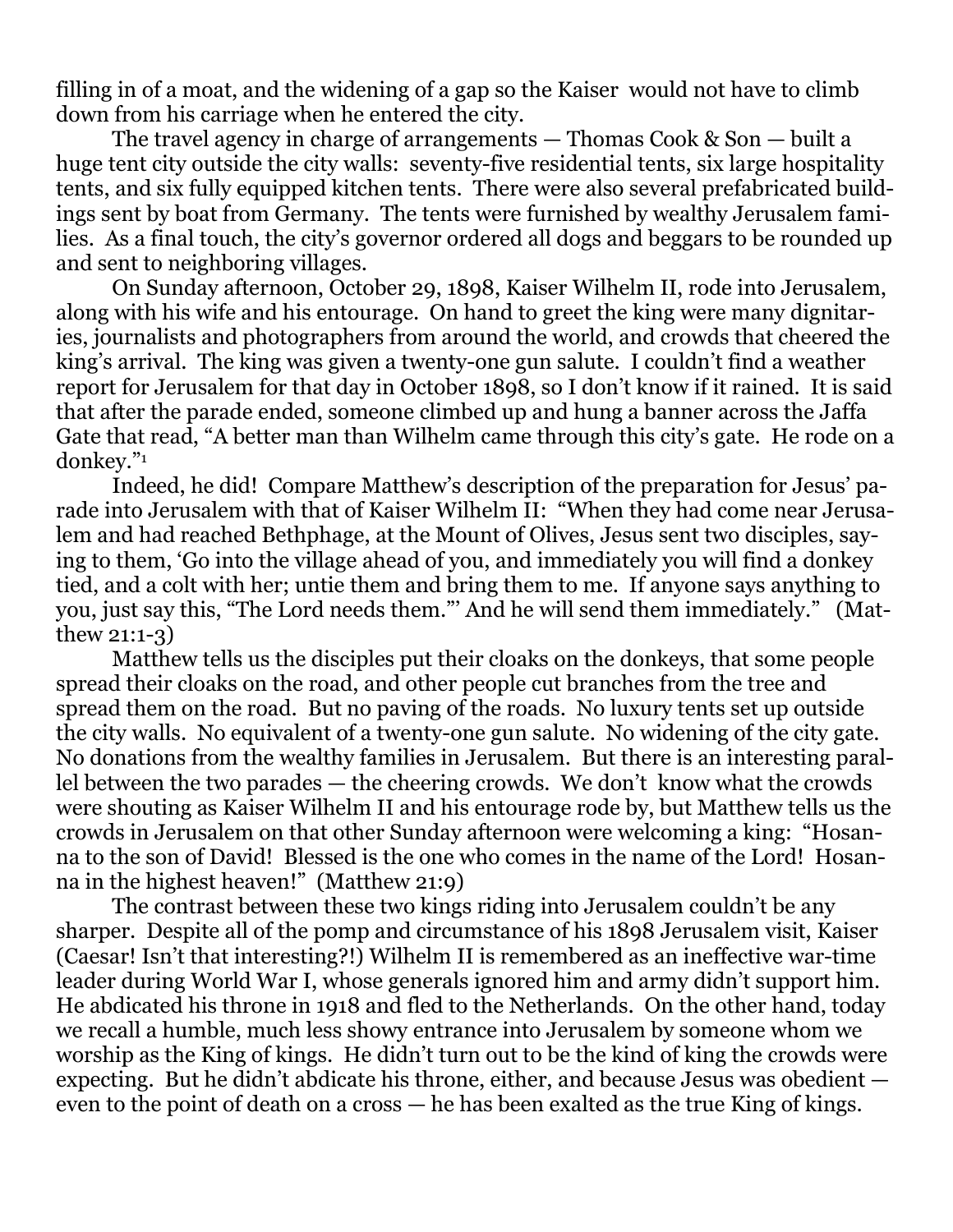filling in of a moat, and the widening of a gap so the Kaiser would not have to climb down from his carriage when he entered the city.

The travel agency in charge of arrangements — Thomas Cook & Son — built a huge tent city outside the city walls: seventy-five residential tents, six large hospitality tents, and six fully equipped kitchen tents. There were also several prefabricated buildings sent by boat from Germany. The tents were furnished by wealthy Jerusalem families. As a final touch, the city's governor ordered all dogs and beggars to be rounded up and sent to neighboring villages.

On Sunday afternoon, October 29, 1898, Kaiser Wilhelm II, rode into Jerusalem, along with his wife and his entourage. On hand to greet the king were many dignitaries, journalists and photographers from around the world, and crowds that cheered the king's arrival. The king was given a twenty-one gun salute. I couldn't find a weather report for Jerusalem for that day in October 1898, so I don't know if it rained. It is said that after the parade ended, someone climbed up and hung a banner across the Jaffa Gate that read, "A better man than Wilhelm came through this city's gate. He rode on a donkey."[1]

Indeed, he did! Compare Matthew's description of the preparation for Jesus' parade into Jerusalem with that of Kaiser Wilhelm II: "When they had come near Jerusalem and had reached Bethphage, at the Mount of Olives, Jesus sent two disciples, saying to them, 'Go into the village ahead of you, and immediately you will find a donkey tied, and a colt with her; untie them and bring them to me. If anyone says anything to you, just say this, "The Lord needs them."' And he will send them immediately." (Matthew 21:1-3)

Matthew tells us the disciples put their cloaks on the donkeys, that some people spread their cloaks on the road, and other people cut branches from the tree and spread them on the road. But no paving of the roads. No luxury tents set up outside the city walls. No equivalent of a twenty-one gun salute. No widening of the city gate. No donations from the wealthy families in Jerusalem. But there is an interesting parallel between the two parades — the cheering crowds. We don't know what the crowds were shouting as Kaiser Wilhelm II and his entourage rode by, but Matthew tells us the crowds in Jerusalem on that other Sunday afternoon were welcoming a king: "Hosanna to the son of David! Blessed is the one who comes in the name of the Lord! Hosanna in the highest heaven!" (Matthew 21:9)

The contrast between these two kings riding into Jerusalem couldn't be any sharper. Despite all of the pomp and circumstance of his 1898 Jerusalem visit, Kaiser (Caesar! Isn't that interesting?!) Wilhelm II is remembered as an ineffective war-time leader during World War I, whose generals ignored him and army didn't support him. He abdicated his throne in 1918 and fled to the Netherlands. On the other hand, today we recall a humble, much less showy entrance into Jerusalem by someone whom we worship as the King of kings. He didn't turn out to be the kind of king the crowds were expecting. But he didn't abdicate his throne, either, and because Jesus was obedient — even to the point of death on a cross — he has been exalted as the true King of kings.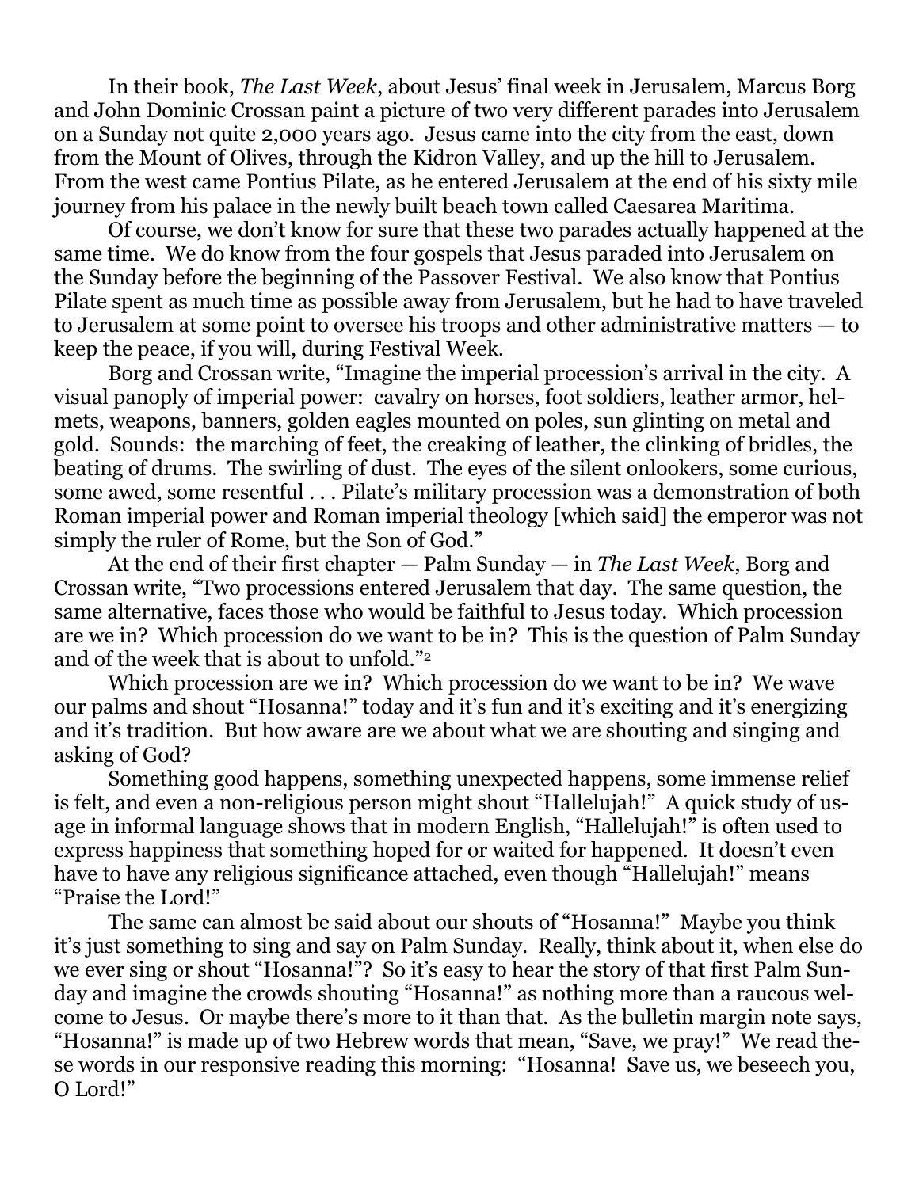In their book, *The Last Week*, about Jesus' final week in Jerusalem, Marcus Borg and John Dominic Crossan paint a picture of two very different parades into Jerusalem on a Sunday not quite 2,000 years ago. Jesus came into the city from the east, down from the Mount of Olives, through the Kidron Valley, and up the hill to Jerusalem. From the west came Pontius Pilate, as he entered Jerusalem at the end of his sixty mile journey from his palace in the newly built beach town called Caesarea Maritima.

Of course, we don't know for sure that these two parades actually happened at the same time. We do know from the four gospels that Jesus paraded into Jerusalem on the Sunday before the beginning of the Passover Festival. We also know that Pontius Pilate spent as much time as possible away from Jerusalem, but he had to have traveled to Jerusalem at some point to oversee his troops and other administrative matters — to keep the peace, if you will, during Festival Week.

Borg and Crossan write, "Imagine the imperial procession's arrival in the city. A visual panoply of imperial power: cavalry on horses, foot soldiers, leather armor, helmets, weapons, banners, golden eagles mounted on poles, sun glinting on metal and gold. Sounds: the marching of feet, the creaking of leather, the clinking of bridles, the beating of drums. The swirling of dust. The eyes of the silent onlookers, some curious, some awed, some resentful . . . Pilate's military procession was a demonstration of both Roman imperial power and Roman imperial theology [which said] the emperor was not simply the ruler of Rome, but the Son of God."

At the end of their first chapter — Palm Sunday — in *The Last Week*, Borg and Crossan write, "Two processions entered Jerusalem that day. The same question, the same alternative, faces those who would be faithful to Jesus today. Which procession are we in? Which procession do we want to be in? This is the question of Palm Sunday and of the week that is about to unfold."[2]

Which procession are we in? Which procession do we want to be in? We wave our palms and shout "Hosanna!" today and it's fun and it's exciting and it's energizing and it's tradition. But how aware are we about what we are shouting and singing and asking of God?

Something good happens, something unexpected happens, some immense relief is felt, and even a non-religious person might shout "Hallelujah!" A quick study of usage in informal language shows that in modern English, "Hallelujah!" is often used to express happiness that something hoped for or waited for happened. It doesn't even have to have any religious significance attached, even though "Hallelujah!" means "Praise the Lord!"

The same can almost be said about our shouts of "Hosanna!" Maybe you think it's just something to sing and say on Palm Sunday. Really, think about it, when else do we ever sing or shout "Hosanna!"? So it's easy to hear the story of that first Palm Sunday and imagine the crowds shouting "Hosanna!" as nothing more than a raucous welcome to Jesus. Or maybe there's more to it than that. As the bulletin margin note says, "Hosanna!" is made up of two Hebrew words that mean, "Save, we pray!" We read these words in our responsive reading this morning: "Hosanna! Save us, we beseech you, O Lord!"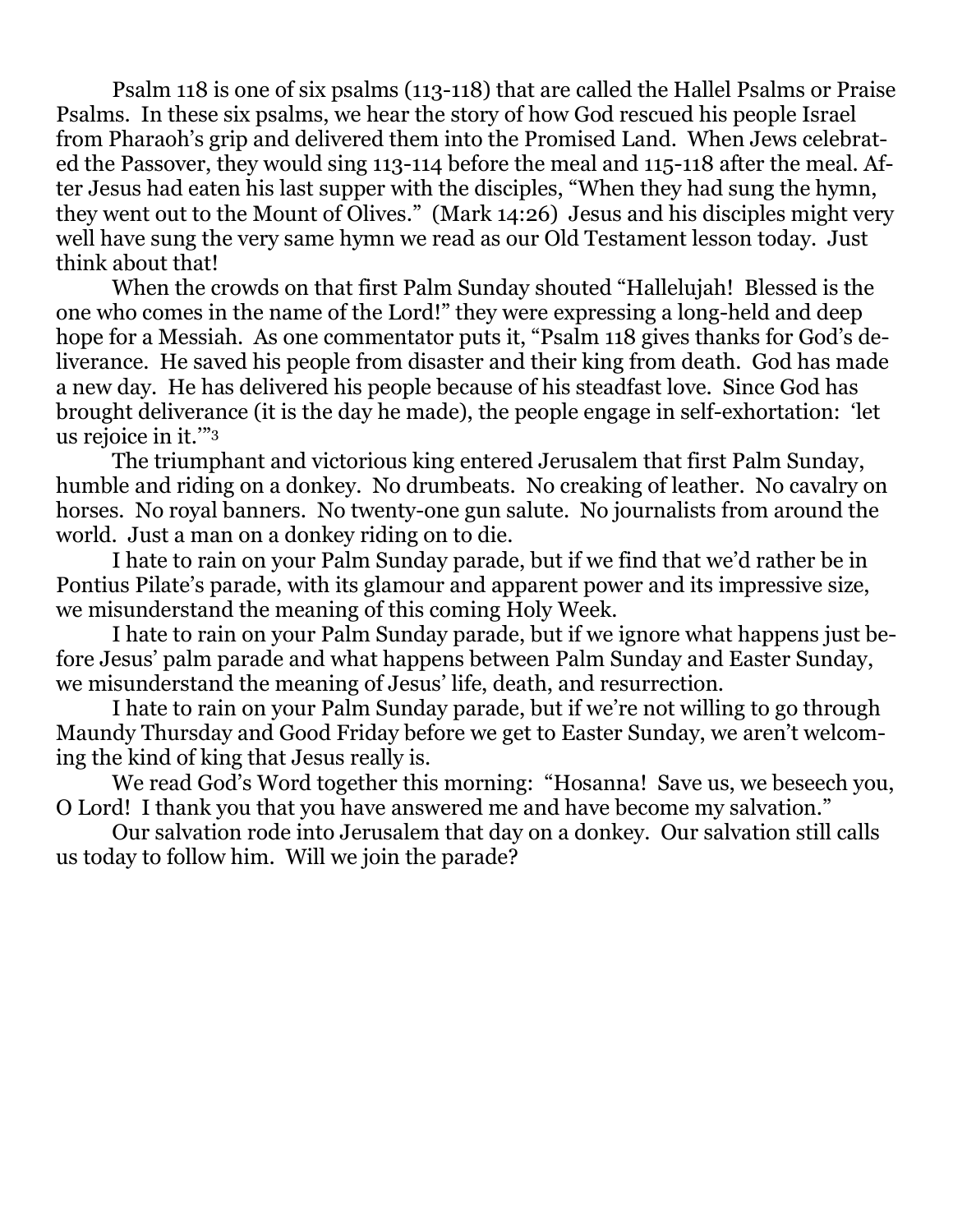Psalm 118 is one of six psalms (113-118) that are called the Hallel Psalms or Praise Psalms. In these six psalms, we hear the story of how God rescued his people Israel from Pharaoh's grip and delivered them into the Promised Land. When Jews celebrated the Passover, they would sing 113-114 before the meal and 115-118 after the meal. After Jesus had eaten his last supper with the disciples, "When they had sung the hymn, they went out to the Mount of Olives." (Mark 14:26) Jesus and his disciples might very well have sung the very same hymn we read as our Old Testament lesson today. Just think about that!

When the crowds on that first Palm Sunday shouted "Hallelujah! Blessed is the one who comes in the name of the Lord!" they were expressing a long-held and deep hope for a Messiah. As one commentator puts it, "Psalm 118 gives thanks for God's deliverance. He saved his people from disaster and their king from death. God has made a new day. He has delivered his people because of his steadfast love. Since God has brought deliverance (it is the day he made), the people engage in self-exhortation: 'let us rejoice in it.'"[3]

The triumphant and victorious king entered Jerusalem that first Palm Sunday, humble and riding on a donkey. No drumbeats. No creaking of leather. No cavalry on horses. No royal banners. No twenty-one gun salute. No journalists from around the world. Just a man on a donkey riding on to die.

I hate to rain on your Palm Sunday parade, but if we find that we'd rather be in Pontius Pilate's parade, with its glamour and apparent power and its impressive size, we misunderstand the meaning of this coming Holy Week.

I hate to rain on your Palm Sunday parade, but if we ignore what happens just before Jesus' palm parade and what happens between Palm Sunday and Easter Sunday, we misunderstand the meaning of Jesus' life, death, and resurrection.

I hate to rain on your Palm Sunday parade, but if we're not willing to go through Maundy Thursday and Good Friday before we get to Easter Sunday, we aren't welcoming the kind of king that Jesus really is.

We read God's Word together this morning: "Hosanna! Save us, we beseech you, O Lord! I thank you that you have answered me and have become my salvation."

Our salvation rode into Jerusalem that day on a donkey. Our salvation still calls us today to follow him. Will we join the parade?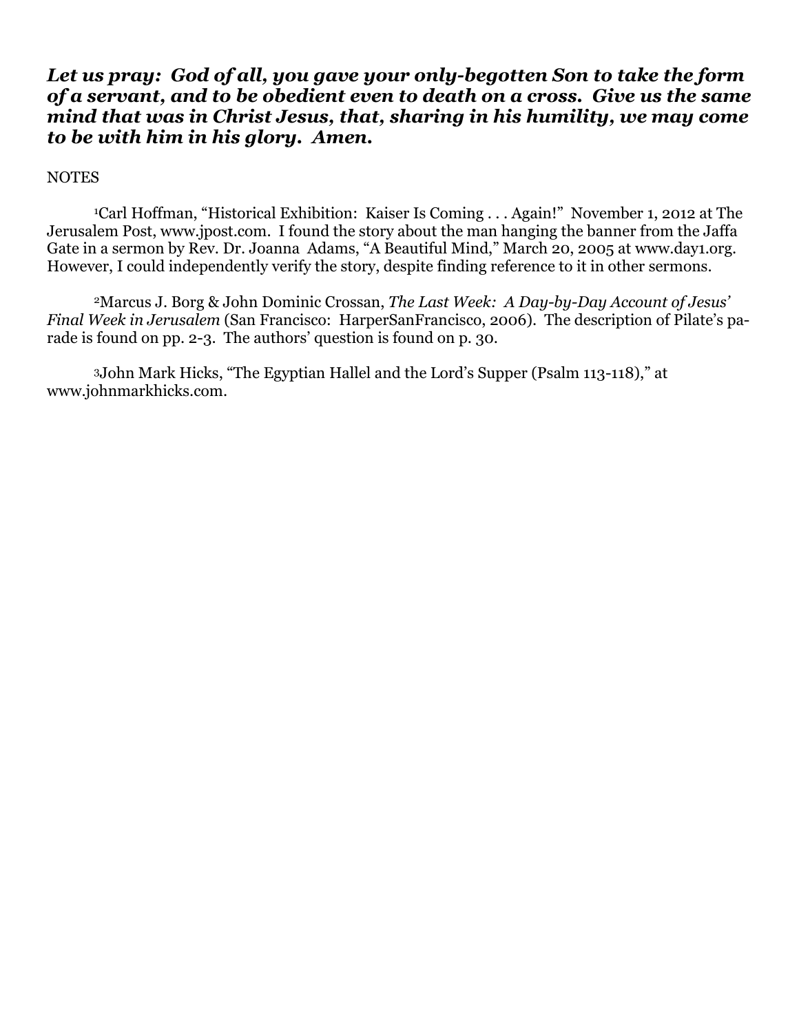***Let us pray: God of all, you gave your only-begotten Son to take the form of a servant, and to be obedient even to death on a cross. Give us the same mind that was in Christ Jesus, that, sharing in his humility, we may come to be with him in his glory. Amen.***

NOTES

[1]Carl Hoffman, "Historical Exhibition: Kaiser Is Coming . . . Again!" November 1, 2012 at The Jerusalem Post, www.jpost.com. I found the story about the man hanging the banner from the Jaffa Gate in a sermon by Rev. Dr. Joanna Adams, "A Beautiful Mind," March 20, 2005 at www.day1.org. However, I could independently verify the story, despite finding reference to it in other sermons.

[2]Marcus J. Borg & John Dominic Crossan, *The Last Week: A Day-by-Day Account of Jesus' Final Week in Jerusalem* (San Francisco: HarperSanFrancisco, 2006). The description of Pilate's parade is found on pp. 2-3. The authors' question is found on p. 30.

[3]John Mark Hicks, "The Egyptian Hallel and the Lord's Supper (Psalm 113-118)," at www.johnmarkhicks.com.